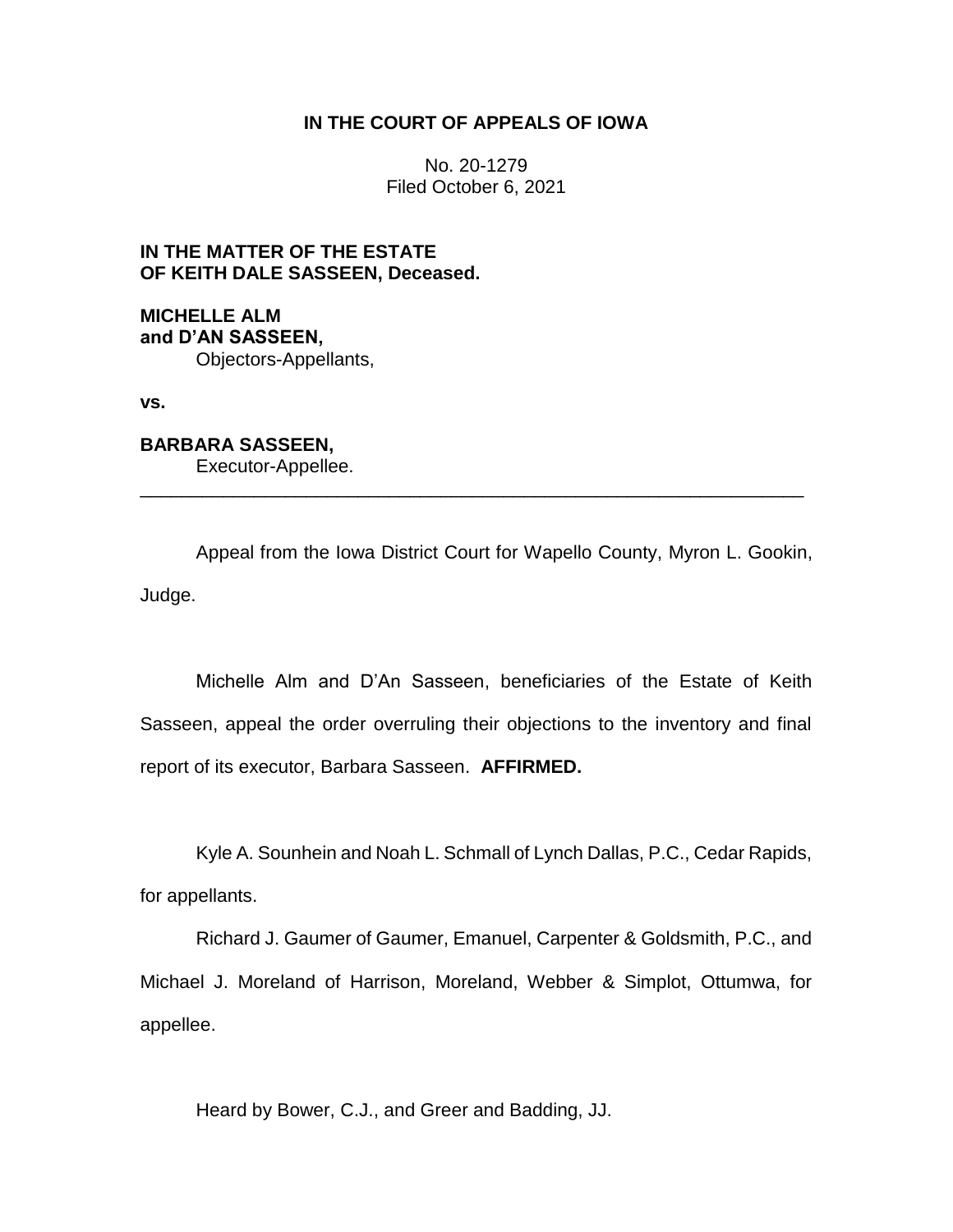# IN THE COURT OF APPEALS OF IOWA

No. 20-1279
Filed October 6, 2021

**IN THE MATTER OF THE ESTATE OF KEITH DALE SASSEEN, Deceased.**

**MICHELLE ALM and D'AN SASSEEN,**
Objectors-Appellants,

**vs.**

**BARBARA SASSEEN,**
Executor-Appellee.

---

Appeal from the Iowa District Court for Wapello County, Myron L. Gookin, Judge.

Michelle Alm and D'An Sasseen, beneficiaries of the Estate of Keith Sasseen, appeal the order overruling their objections to the inventory and final report of its executor, Barbara Sasseen. **AFFIRMED.**

Kyle A. Sounhein and Noah L. Schmall of Lynch Dallas, P.C., Cedar Rapids, for appellants.

Richard J. Gaumer of Gaumer, Emanuel, Carpenter & Goldsmith, P.C., and Michael J. Moreland of Harrison, Moreland, Webber & Simplot, Ottumwa, for appellee.

Heard by Bower, C.J., and Greer and Badding, JJ.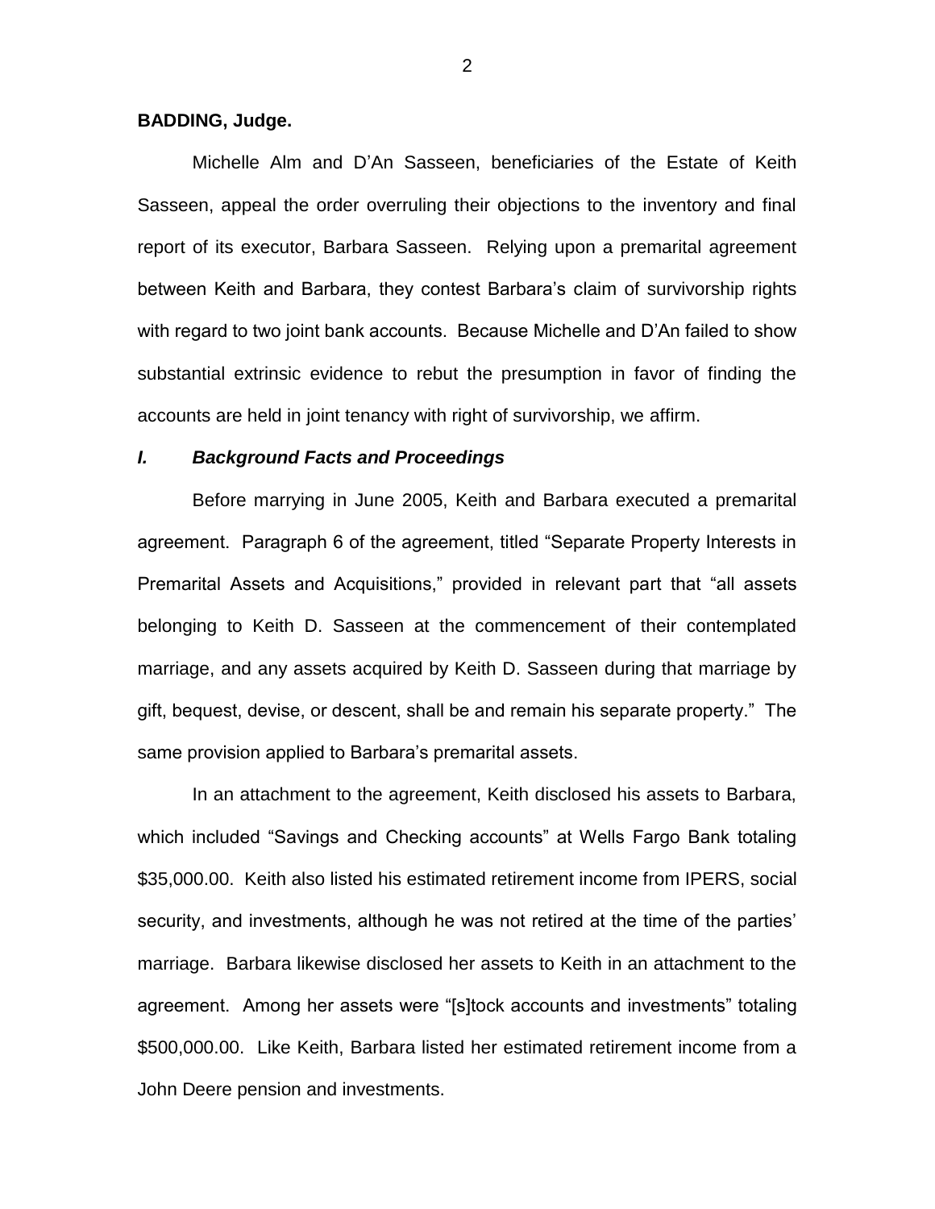**BADDING, Judge.**

Michelle Alm and D'An Sasseen, beneficiaries of the Estate of Keith Sasseen, appeal the order overruling their objections to the inventory and final report of its executor, Barbara Sasseen. Relying upon a premarital agreement between Keith and Barbara, they contest Barbara's claim of survivorship rights with regard to two joint bank accounts. Because Michelle and D'An failed to show substantial extrinsic evidence to rebut the presumption in favor of finding the accounts are held in joint tenancy with right of survivorship, we affirm.

### *I. Background Facts and Proceedings*

Before marrying in June 2005, Keith and Barbara executed a premarital agreement. Paragraph 6 of the agreement, titled "Separate Property Interests in Premarital Assets and Acquisitions," provided in relevant part that "all assets belonging to Keith D. Sasseen at the commencement of their contemplated marriage, and any assets acquired by Keith D. Sasseen during that marriage by gift, bequest, devise, or descent, shall be and remain his separate property." The same provision applied to Barbara's premarital assets.

In an attachment to the agreement, Keith disclosed his assets to Barbara, which included "Savings and Checking accounts" at Wells Fargo Bank totaling $35,000.00. Keith also listed his estimated retirement income from IPERS, social security, and investments, although he was not retired at the time of the parties' marriage. Barbara likewise disclosed her assets to Keith in an attachment to the agreement. Among her assets were "[s]tock accounts and investments" totaling $500,000.00. Like Keith, Barbara listed her estimated retirement income from a John Deere pension and investments.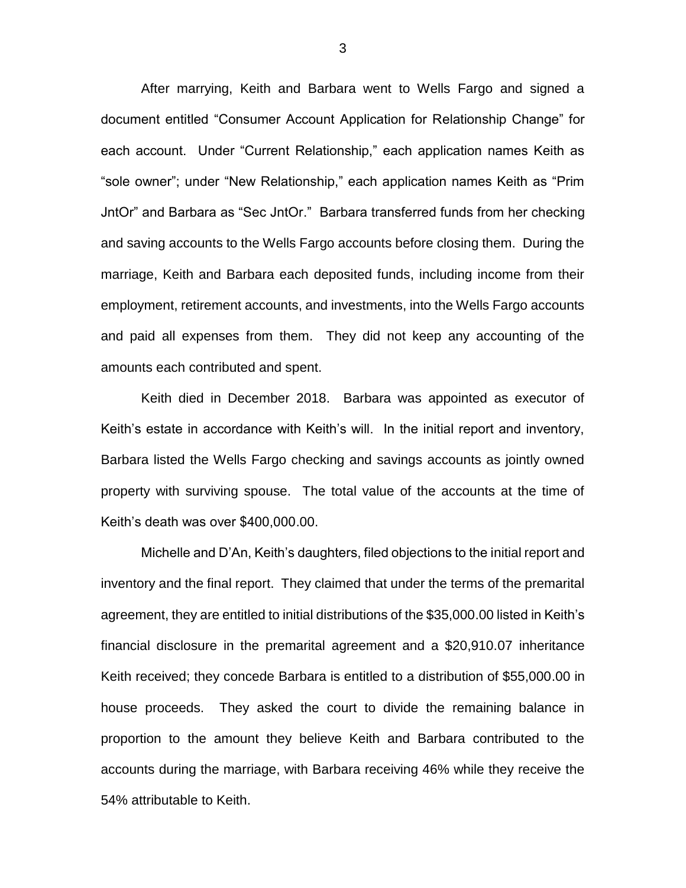After marrying, Keith and Barbara went to Wells Fargo and signed a document entitled "Consumer Account Application for Relationship Change" for each account. Under "Current Relationship," each application names Keith as "sole owner"; under "New Relationship," each application names Keith as "Prim JntOr" and Barbara as "Sec JntOr." Barbara transferred funds from her checking and saving accounts to the Wells Fargo accounts before closing them. During the marriage, Keith and Barbara each deposited funds, including income from their employment, retirement accounts, and investments, into the Wells Fargo accounts and paid all expenses from them. They did not keep any accounting of the amounts each contributed and spent.

Keith died in December 2018. Barbara was appointed as executor of Keith's estate in accordance with Keith's will. In the initial report and inventory, Barbara listed the Wells Fargo checking and savings accounts as jointly owned property with surviving spouse. The total value of the accounts at the time of Keith's death was over $400,000.00.

Michelle and D'An, Keith's daughters, filed objections to the initial report and inventory and the final report. They claimed that under the terms of the premarital agreement, they are entitled to initial distributions of the $35,000.00 listed in Keith's financial disclosure in the premarital agreement and a $20,910.07 inheritance Keith received; they concede Barbara is entitled to a distribution of $55,000.00 in house proceeds. They asked the court to divide the remaining balance in proportion to the amount they believe Keith and Barbara contributed to the accounts during the marriage, with Barbara receiving 46% while they receive the 54% attributable to Keith.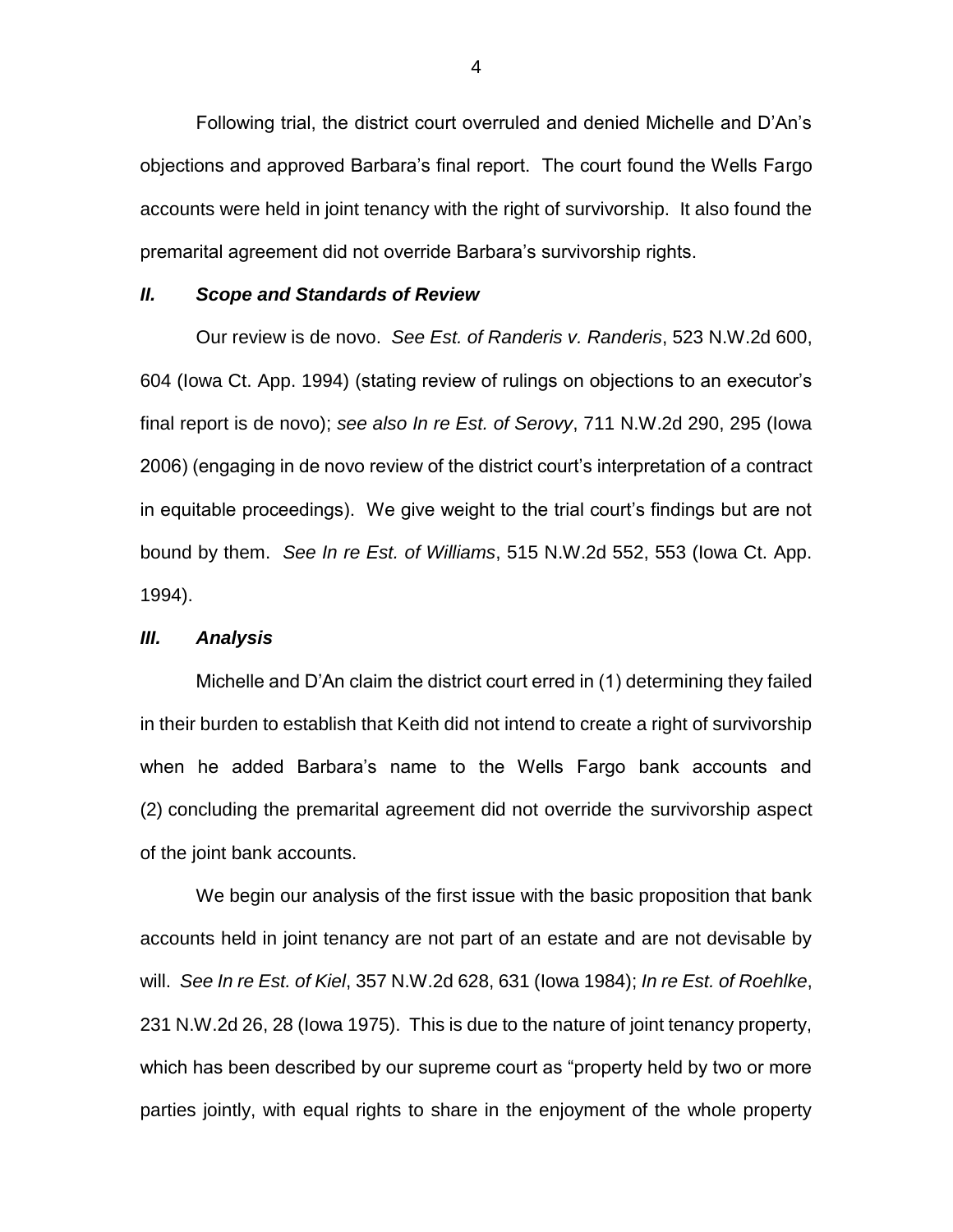Following trial, the district court overruled and denied Michelle and D'An's objections and approved Barbara's final report. The court found the Wells Fargo accounts were held in joint tenancy with the right of survivorship. It also found the premarital agreement did not override Barbara's survivorship rights.

## *II. Scope and Standards of Review*

Our review is de novo. *See Est. of Randeris v. Randeris*, 523 N.W.2d 600, 604 (Iowa Ct. App. 1994) (stating review of rulings on objections to an executor's final report is de novo); *see also In re Est. of Serovy*, 711 N.W.2d 290, 295 (Iowa 2006) (engaging in de novo review of the district court's interpretation of a contract in equitable proceedings). We give weight to the trial court's findings but are not bound by them. *See In re Est. of Williams*, 515 N.W.2d 552, 553 (Iowa Ct. App. 1994).

## *III. Analysis*

Michelle and D'An claim the district court erred in (1) determining they failed in their burden to establish that Keith did not intend to create a right of survivorship when he added Barbara's name to the Wells Fargo bank accounts and (2) concluding the premarital agreement did not override the survivorship aspect of the joint bank accounts.

We begin our analysis of the first issue with the basic proposition that bank accounts held in joint tenancy are not part of an estate and are not devisable by will. *See In re Est. of Kiel*, 357 N.W.2d 628, 631 (Iowa 1984); *In re Est. of Roehlke*, 231 N.W.2d 26, 28 (Iowa 1975). This is due to the nature of joint tenancy property, which has been described by our supreme court as "property held by two or more parties jointly, with equal rights to share in the enjoyment of the whole property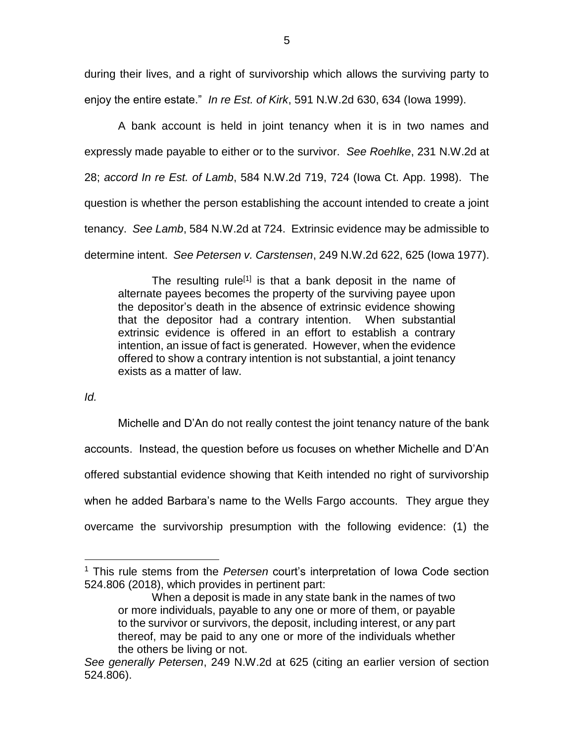during their lives, and a right of survivorship which allows the surviving party to enjoy the entire estate." *In re Est. of Kirk*, 591 N.W.2d 630, 634 (Iowa 1999).

A bank account is held in joint tenancy when it is in two names and expressly made payable to either or to the survivor. *See Roehlke*, 231 N.W.2d at 28; *accord In re Est. of Lamb*, 584 N.W.2d 719, 724 (Iowa Ct. App. 1998). The question is whether the person establishing the account intended to create a joint tenancy. *See Lamb*, 584 N.W.2d at 724. Extrinsic evidence may be admissible to determine intent. *See Petersen v. Carstensen*, 249 N.W.2d 622, 625 (Iowa 1977).

> The resulting rule[1] is that a bank deposit in the name of alternate payees becomes the property of the surviving payee upon the depositor's death in the absence of extrinsic evidence showing that the depositor had a contrary intention. When substantial extrinsic evidence is offered in an effort to establish a contrary intention, an issue of fact is generated. However, when the evidence offered to show a contrary intention is not substantial, a joint tenancy exists as a matter of law.

*Id.*

Michelle and D'An do not really contest the joint tenancy nature of the bank accounts. Instead, the question before us focuses on whether Michelle and D'An offered substantial evidence showing that Keith intended no right of survivorship when he added Barbara's name to the Wells Fargo accounts. They argue they overcame the survivorship presumption with the following evidence: (1) the

---

[1] This rule stems from the *Petersen* court's interpretation of Iowa Code section 524.806 (2018), which provides in pertinent part:

> When a deposit is made in any state bank in the names of two or more individuals, payable to any one or more of them, or payable to the survivor or survivors, the deposit, including interest, or any part thereof, may be paid to any one or more of the individuals whether the others be living or not.

*See generally Petersen*, 249 N.W.2d at 625 (citing an earlier version of section 524.806).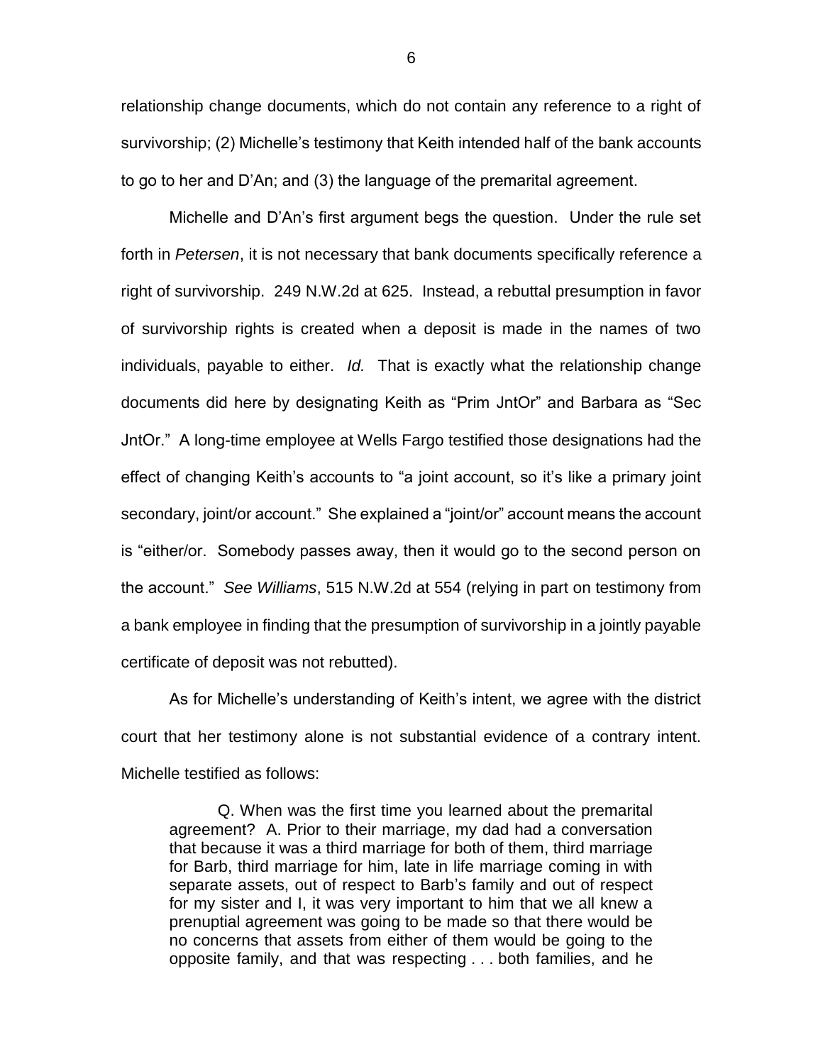relationship change documents, which do not contain any reference to a right of survivorship; (2) Michelle's testimony that Keith intended half of the bank accounts to go to her and D'An; and (3) the language of the premarital agreement.

Michelle and D'An's first argument begs the question. Under the rule set forth in *Petersen*, it is not necessary that bank documents specifically reference a right of survivorship. 249 N.W.2d at 625. Instead, a rebuttal presumption in favor of survivorship rights is created when a deposit is made in the names of two individuals, payable to either. *Id.* That is exactly what the relationship change documents did here by designating Keith as "Prim JntOr" and Barbara as "Sec JntOr." A long-time employee at Wells Fargo testified those designations had the effect of changing Keith's accounts to "a joint account, so it's like a primary joint secondary, joint/or account." She explained a "joint/or" account means the account is "either/or. Somebody passes away, then it would go to the second person on the account." *See Williams*, 515 N.W.2d at 554 (relying in part on testimony from a bank employee in finding that the presumption of survivorship in a jointly payable certificate of deposit was not rebutted).

As for Michelle's understanding of Keith's intent, we agree with the district court that her testimony alone is not substantial evidence of a contrary intent. Michelle testified as follows:

> Q. When was the first time you learned about the premarital agreement? A. Prior to their marriage, my dad had a conversation that because it was a third marriage for both of them, third marriage for Barb, third marriage for him, late in life marriage coming in with separate assets, out of respect to Barb's family and out of respect for my sister and I, it was very important to him that we all knew a prenuptial agreement was going to be made so that there would be no concerns that assets from either of them would be going to the opposite family, and that was respecting . . . both families, and he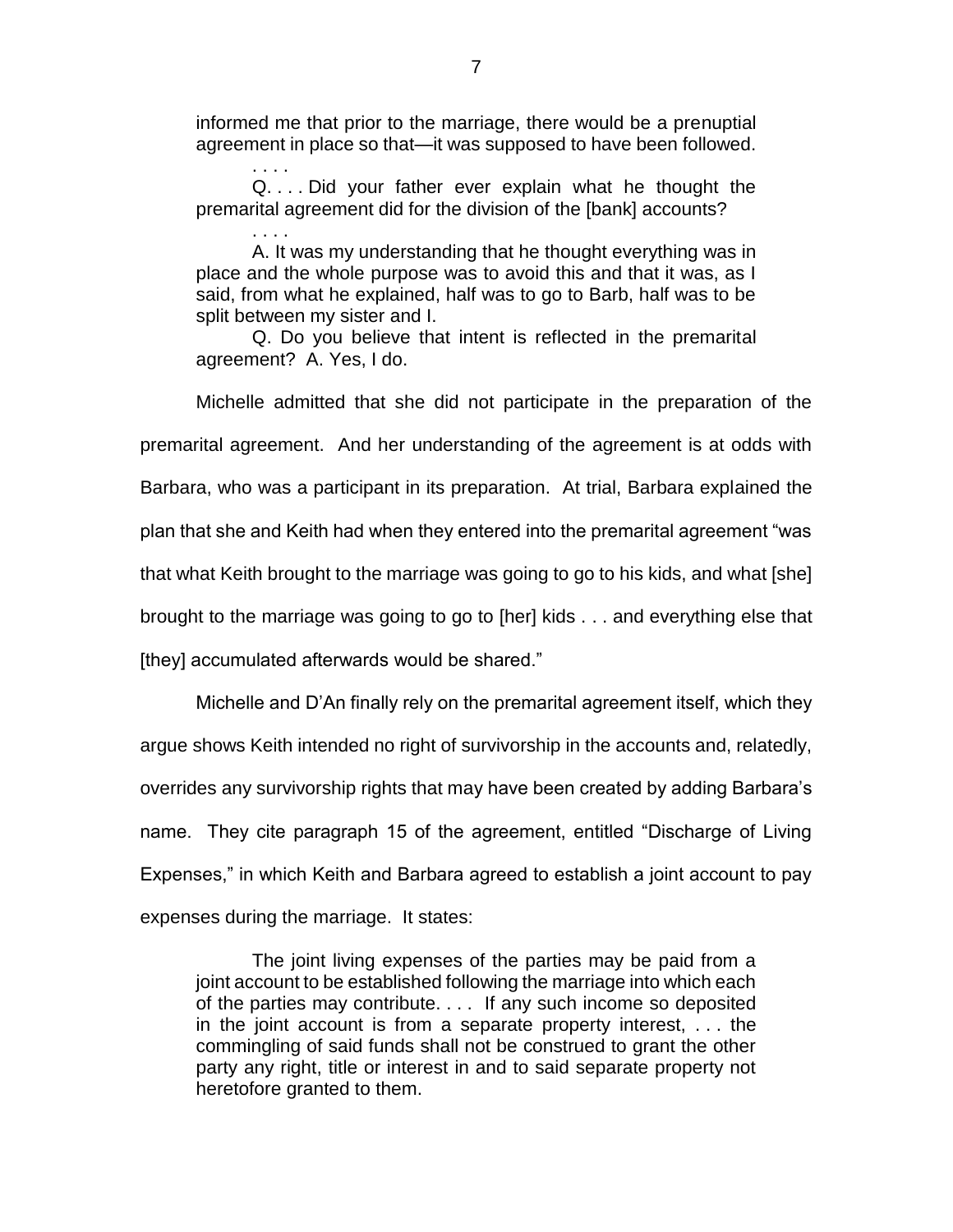> informed me that prior to the marriage, there would be a prenuptial agreement in place so that—it was supposed to have been followed.
>
> . . . .
>
> Q. . . . Did your father ever explain what he thought the premarital agreement did for the division of the [bank] accounts?
>
> . . . .
>
> A. It was my understanding that he thought everything was in place and the whole purpose was to avoid this and that it was, as I said, from what he explained, half was to go to Barb, half was to be split between my sister and I.
>
> Q. Do you believe that intent is reflected in the premarital agreement? A. Yes, I do.

Michelle admitted that she did not participate in the preparation of the premarital agreement. And her understanding of the agreement is at odds with Barbara, who was a participant in its preparation. At trial, Barbara explained the plan that she and Keith had when they entered into the premarital agreement "was that what Keith brought to the marriage was going to go to his kids, and what [she] brought to the marriage was going to go to [her] kids . . . and everything else that [they] accumulated afterwards would be shared."

Michelle and D'An finally rely on the premarital agreement itself, which they argue shows Keith intended no right of survivorship in the accounts and, relatedly, overrides any survivorship rights that may have been created by adding Barbara's name. They cite paragraph 15 of the agreement, entitled "Discharge of Living Expenses," in which Keith and Barbara agreed to establish a joint account to pay expenses during the marriage. It states:

> The joint living expenses of the parties may be paid from a joint account to be established following the marriage into which each of the parties may contribute. . . . If any such income so deposited in the joint account is from a separate property interest, . . . the commingling of said funds shall not be construed to grant the other party any right, title or interest in and to said separate property not heretofore granted to them.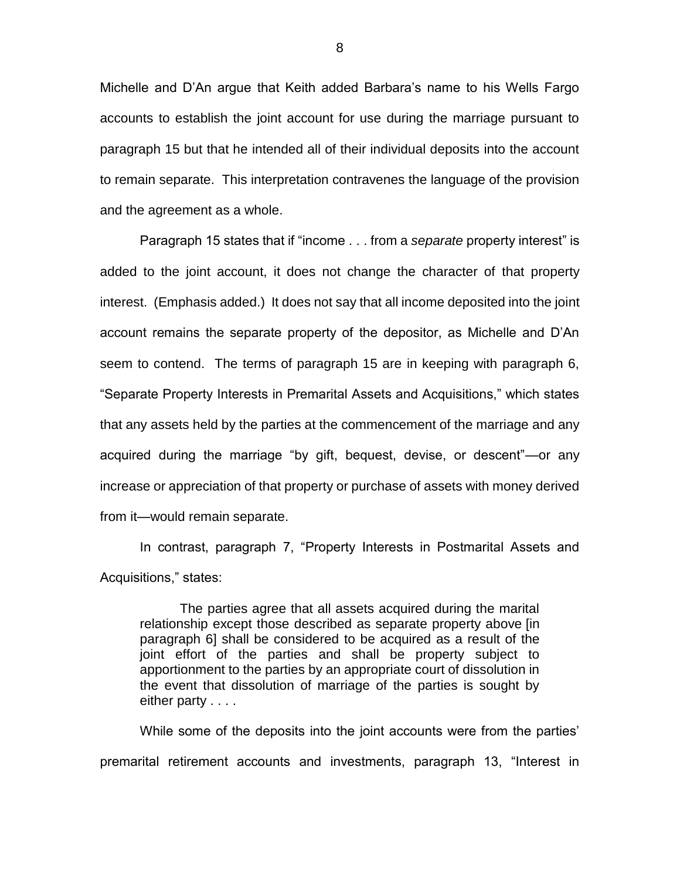Michelle and D'An argue that Keith added Barbara's name to his Wells Fargo accounts to establish the joint account for use during the marriage pursuant to paragraph 15 but that he intended all of their individual deposits into the account to remain separate. This interpretation contravenes the language of the provision and the agreement as a whole.

Paragraph 15 states that if "income . . . from a *separate* property interest" is added to the joint account, it does not change the character of that property interest. (Emphasis added.) It does not say that all income deposited into the joint account remains the separate property of the depositor, as Michelle and D'An seem to contend. The terms of paragraph 15 are in keeping with paragraph 6, "Separate Property Interests in Premarital Assets and Acquisitions," which states that any assets held by the parties at the commencement of the marriage and any acquired during the marriage "by gift, bequest, devise, or descent"—or any increase or appreciation of that property or purchase of assets with money derived from it—would remain separate.

In contrast, paragraph 7, "Property Interests in Postmarital Assets and Acquisitions," states:

> The parties agree that all assets acquired during the marital relationship except those described as separate property above [in paragraph 6] shall be considered to be acquired as a result of the joint effort of the parties and shall be property subject to apportionment to the parties by an appropriate court of dissolution in the event that dissolution of marriage of the parties is sought by either party . . . .

While some of the deposits into the joint accounts were from the parties' premarital retirement accounts and investments, paragraph 13, "Interest in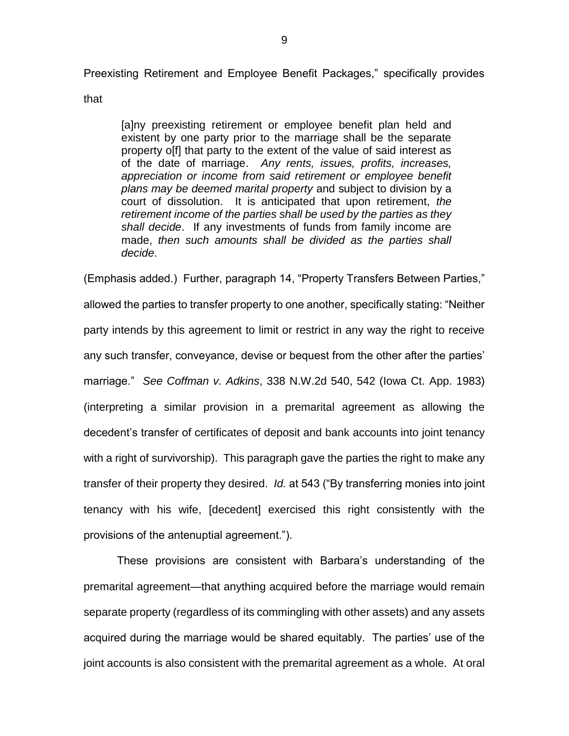Preexisting Retirement and Employee Benefit Packages," specifically provides that

> [a]ny preexisting retirement or employee benefit plan held and existent by one party prior to the marriage shall be the separate property o[f] that party to the extent of the value of said interest as of the date of marriage. *Any rents, issues, profits, increases, appreciation or income from said retirement or employee benefit plans may be deemed marital property* and subject to division by a court of dissolution. It is anticipated that upon retirement, *the retirement income of the parties shall be used by the parties as they shall decide*. If any investments of funds from family income are made, *then such amounts shall be divided as the parties shall decide*.

(Emphasis added.) Further, paragraph 14, "Property Transfers Between Parties," allowed the parties to transfer property to one another, specifically stating: "Neither party intends by this agreement to limit or restrict in any way the right to receive any such transfer, conveyance, devise or bequest from the other after the parties' marriage." *See Coffman v. Adkins*, 338 N.W.2d 540, 542 (Iowa Ct. App. 1983) (interpreting a similar provision in a premarital agreement as allowing the decedent's transfer of certificates of deposit and bank accounts into joint tenancy with a right of survivorship). This paragraph gave the parties the right to make any transfer of their property they desired. *Id.* at 543 ("By transferring monies into joint tenancy with his wife, [decedent] exercised this right consistently with the provisions of the antenuptial agreement.").

These provisions are consistent with Barbara's understanding of the premarital agreement—that anything acquired before the marriage would remain separate property (regardless of its commingling with other assets) and any assets acquired during the marriage would be shared equitably. The parties' use of the joint accounts is also consistent with the premarital agreement as a whole. At oral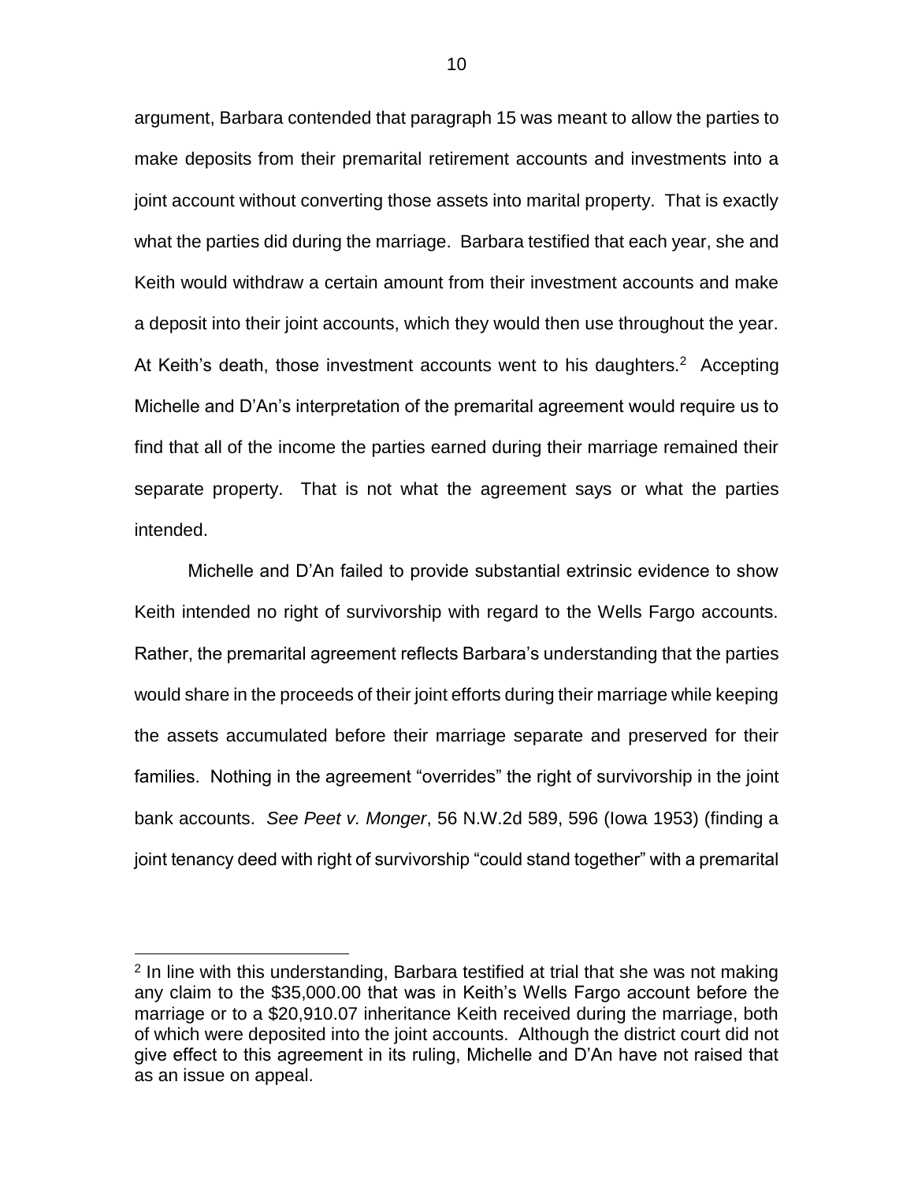argument, Barbara contended that paragraph 15 was meant to allow the parties to make deposits from their premarital retirement accounts and investments into a joint account without converting those assets into marital property. That is exactly what the parties did during the marriage. Barbara testified that each year, she and Keith would withdraw a certain amount from their investment accounts and make a deposit into their joint accounts, which they would then use throughout the year. At Keith's death, those investment accounts went to his daughters.[2] Accepting Michelle and D'An's interpretation of the premarital agreement would require us to find that all of the income the parties earned during their marriage remained their separate property. That is not what the agreement says or what the parties intended.

Michelle and D'An failed to provide substantial extrinsic evidence to show Keith intended no right of survivorship with regard to the Wells Fargo accounts. Rather, the premarital agreement reflects Barbara's understanding that the parties would share in the proceeds of their joint efforts during their marriage while keeping the assets accumulated before their marriage separate and preserved for their families. Nothing in the agreement "overrides" the right of survivorship in the joint bank accounts. *See Peet v. Monger*, 56 N.W.2d 589, 596 (Iowa 1953) (finding a joint tenancy deed with right of survivorship "could stand together" with a premarital

---

[2] In line with this understanding, Barbara testified at trial that she was not making any claim to the $35,000.00 that was in Keith's Wells Fargo account before the marriage or to a $20,910.07 inheritance Keith received during the marriage, both of which were deposited into the joint accounts. Although the district court did not give effect to this agreement in its ruling, Michelle and D'An have not raised that as an issue on appeal.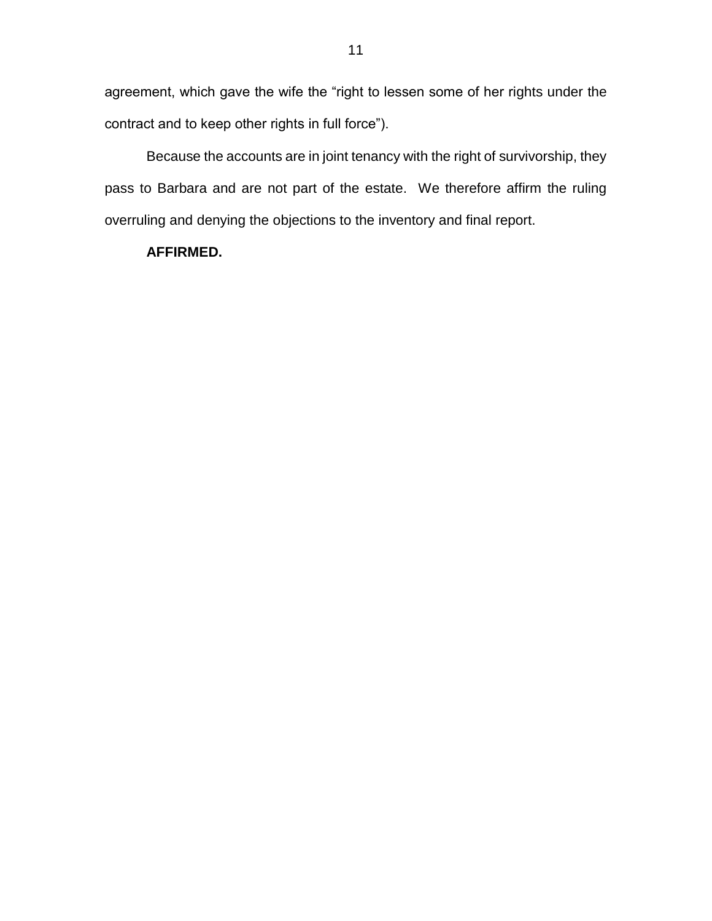agreement, which gave the wife the "right to lessen some of her rights under the contract and to keep other rights in full force").

Because the accounts are in joint tenancy with the right of survivorship, they pass to Barbara and are not part of the estate. We therefore affirm the ruling overruling and denying the objections to the inventory and final report.

**AFFIRMED.**